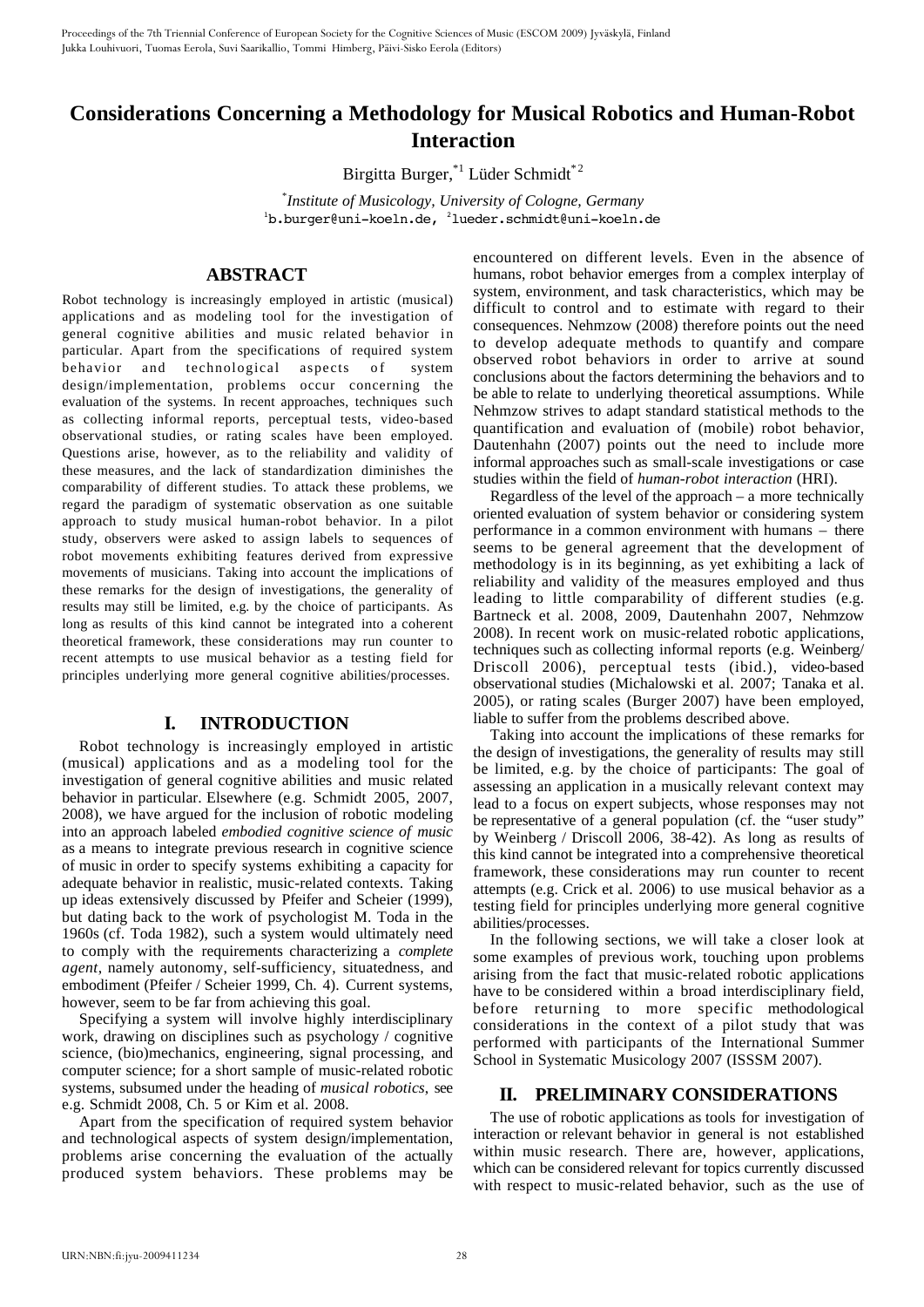# Considerations Concerning a Methodology for Musical Robotics and Human-Robot Interaction

Birgitta Burger,*[1] Lüder Schmidt*[2]

*\*Institute of Musicology, University of Cologne, Germany*
[1]b.burger@uni-koeln.de, [2]lueder.schmidt@uni-koeln.de

## ABSTRACT

Robot technology is increasingly employed in artistic (musical) applications and as modeling tool for the investigation of general cognitive abilities and music related behavior in particular. Apart from the specifications of required system behavior and technological aspects of system design/implementation, problems occur concerning the evaluation of the systems. In recent approaches, techniques such as collecting informal reports, perceptual tests, video-based observational studies, or rating scales have been employed. Questions arise, however, as to the reliability and validity of these measures, and the lack of standardization diminishes the comparability of different studies. To attack these problems, we regard the paradigm of systematic observation as one suitable approach to study musical human-robot behavior. In a pilot study, observers were asked to assign labels to sequences of robot movements exhibiting features derived from expressive movements of musicians. Taking into account the implications of these remarks for the design of investigations, the generality of results may still be limited, e.g. by the choice of participants. As long as results of this kind cannot be integrated into a coherent theoretical framework, these considerations may run counter to recent attempts to use musical behavior as a testing field for principles underlying more general cognitive abilities/processes.

## I. INTRODUCTION

Robot technology is increasingly employed in artistic (musical) applications and as a modeling tool for the investigation of general cognitive abilities and music related behavior in particular. Elsewhere (e.g. Schmidt 2005, 2007, 2008), we have argued for the inclusion of robotic modeling into an approach labeled *embodied cognitive science of music* as a means to integrate previous research in cognitive science of music in order to specify systems exhibiting a capacity for adequate behavior in realistic, music-related contexts. Taking up ideas extensively discussed by Pfeifer and Scheier (1999), but dating back to the work of psychologist M. Toda in the 1960s (cf. Toda 1982), such a system would ultimately need to comply with the requirements characterizing a *complete agent*, namely autonomy, self-sufficiency, situatedness, and embodiment (Pfeifer / Scheier 1999, Ch. 4). Current systems, however, seem to be far from achieving this goal.

Specifying a system will involve highly interdisciplinary work, drawing on disciplines such as psychology / cognitive science, (bio)mechanics, engineering, signal processing, and computer science; for a short sample of music-related robotic systems, subsumed under the heading of *musical robotics*, see e.g. Schmidt 2008, Ch. 5 or Kim et al. 2008.

Apart from the specification of required system behavior and technological aspects of system design/implementation, problems arise concerning the evaluation of the actually produced system behaviors. These problems may be encountered on different levels. Even in the absence of humans, robot behavior emerges from a complex interplay of system, environment, and task characteristics, which may be difficult to control and to estimate with regard to their consequences. Nehmzow (2008) therefore points out the need to develop adequate methods to quantify and compare observed robot behaviors in order to arrive at sound conclusions about the factors determining the behaviors and to be able to relate to underlying theoretical assumptions. While Nehmzow strives to adapt standard statistical methods to the quantification and evaluation of (mobile) robot behavior, Dautenhahn (2007) points out the need to include more informal approaches such as small-scale investigations or case studies within the field of *human-robot interaction* (HRI).

Regardless of the level of the approach – a more technically oriented evaluation of system behavior or considering system performance in a common environment with humans – there seems to be general agreement that the development of methodology is in its beginning, as yet exhibiting a lack of reliability and validity of the measures employed and thus leading to little comparability of different studies (e.g. Bartneck et al. 2008, 2009, Dautenhahn 2007, Nehmzow 2008). In recent work on music-related robotic applications, techniques such as collecting informal reports (e.g. Weinberg/ Driscoll 2006), perceptual tests (ibid.), video-based observational studies (Michalowski et al. 2007; Tanaka et al. 2005), or rating scales (Burger 2007) have been employed, liable to suffer from the problems described above.

Taking into account the implications of these remarks for the design of investigations, the generality of results may still be limited, e.g. by the choice of participants: The goal of assessing an application in a musically relevant context may lead to a focus on expert subjects, whose responses may not be representative of a general population (cf. the "user study" by Weinberg / Driscoll 2006, 38-42). As long as results of this kind cannot be integrated into a comprehensive theoretical framework, these considerations may run counter to recent attempts (e.g. Crick et al. 2006) to use musical behavior as a testing field for principles underlying more general cognitive abilities/processes.

In the following sections, we will take a closer look at some examples of previous work, touching upon problems arising from the fact that music-related robotic applications have to be considered within a broad interdisciplinary field, before returning to more specific methodological considerations in the context of a pilot study that was performed with participants of the International Summer School in Systematic Musicology 2007 (ISSSM 2007).

## II. PRELIMINARY CONSIDERATIONS

The use of robotic applications as tools for investigation of interaction or relevant behavior in general is not established within music research. There are, however, applications, which can be considered relevant for topics currently discussed with respect to music-related behavior, such as the use of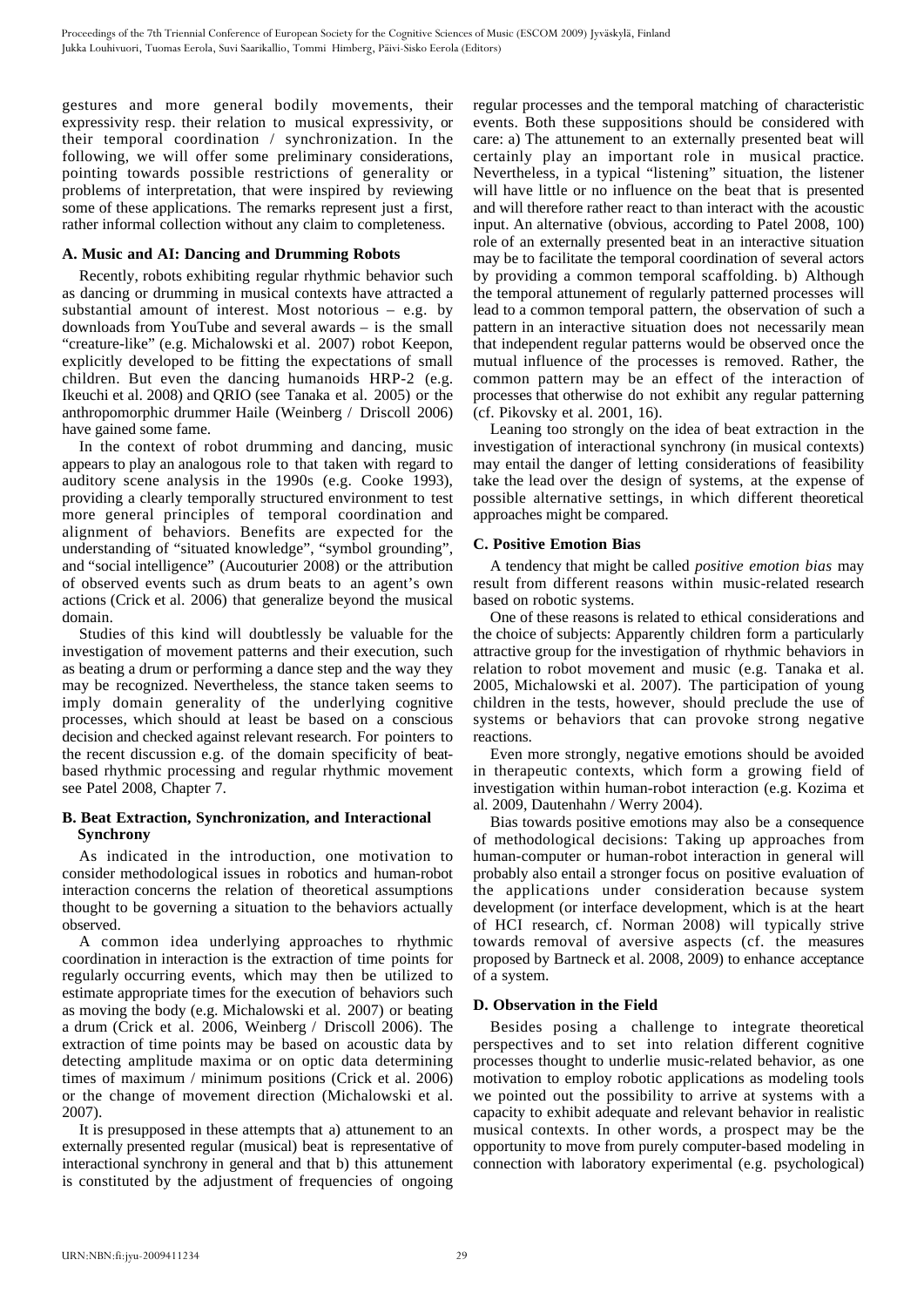gestures and more general bodily movements, their expressivity resp. their relation to musical expressivity, or their temporal coordination / synchronization. In the following, we will offer some preliminary considerations, pointing towards possible restrictions of generality or problems of interpretation, that were inspired by reviewing some of these applications. The remarks represent just a first, rather informal collection without any claim to completeness.

### A. Music and AI: Dancing and Drumming Robots

Recently, robots exhibiting regular rhythmic behavior such as dancing or drumming in musical contexts have attracted a substantial amount of interest. Most notorious – e.g. by downloads from YouTube and several awards – is the small "creature-like" (e.g. Michalowski et al. 2007) robot Keepon, explicitly developed to be fitting the expectations of small children. But even the dancing humanoids HRP-2 (e.g. Ikeuchi et al. 2008) and QRIO (see Tanaka et al. 2005) or the anthropomorphic drummer Haile (Weinberg / Driscoll 2006) have gained some fame.

In the context of robot drumming and dancing, music appears to play an analogous role to that taken with regard to auditory scene analysis in the 1990s (e.g. Cooke 1993), providing a clearly temporally structured environment to test more general principles of temporal coordination and alignment of behaviors. Benefits are expected for the understanding of "situated knowledge", "symbol grounding", and "social intelligence" (Aucouturier 2008) or the attribution of observed events such as drum beats to an agent's own actions (Crick et al. 2006) that generalize beyond the musical domain.

Studies of this kind will doubtlessly be valuable for the investigation of movement patterns and their execution, such as beating a drum or performing a dance step and the way they may be recognized. Nevertheless, the stance taken seems to imply domain generality of the underlying cognitive processes, which should at least be based on a conscious decision and checked against relevant research. For pointers to the recent discussion e.g. of the domain specificity of beat-based rhythmic processing and regular rhythmic movement see Patel 2008, Chapter 7.

### B. Beat Extraction, Synchronization, and Interactional Synchrony

As indicated in the introduction, one motivation to consider methodological issues in robotics and human-robot interaction concerns the relation of theoretical assumptions thought to be governing a situation to the behaviors actually observed.

A common idea underlying approaches to rhythmic coordination in interaction is the extraction of time points for regularly occurring events, which may then be utilized to estimate appropriate times for the execution of behaviors such as moving the body (e.g. Michalowski et al. 2007) or beating a drum (Crick et al. 2006, Weinberg / Driscoll 2006). The extraction of time points may be based on acoustic data by detecting amplitude maxima or on optic data determining times of maximum / minimum positions (Crick et al. 2006) or the change of movement direction (Michalowski et al. 2007).

It is presupposed in these attempts that a) attunement to an externally presented regular (musical) beat is representative of interactional synchrony in general and that b) this attunement is constituted by the adjustment of frequencies of ongoing regular processes and the temporal matching of characteristic events. Both these suppositions should be considered with care: a) The attunement to an externally presented beat will certainly play an important role in musical practice. Nevertheless, in a typical "listening" situation, the listener will have little or no influence on the beat that is presented and will therefore rather react to than interact with the acoustic input. An alternative (obvious, according to Patel 2008, 100) role of an externally presented beat in an interactive situation may be to facilitate the temporal coordination of several actors by providing a common temporal scaffolding. b) Although the temporal attunement of regularly patterned processes will lead to a common temporal pattern, the observation of such a pattern in an interactive situation does not necessarily mean that independent regular patterns would be observed once the mutual influence of the processes is removed. Rather, the common pattern may be an effect of the interaction of processes that otherwise do not exhibit any regular patterning (cf. Pikovsky et al. 2001, 16).

Leaning too strongly on the idea of beat extraction in the investigation of interactional synchrony (in musical contexts) may entail the danger of letting considerations of feasibility take the lead over the design of systems, at the expense of possible alternative settings, in which different theoretical approaches might be compared.

### C. Positive Emotion Bias

A tendency that might be called *positive emotion bias* may result from different reasons within music-related research based on robotic systems.

One of these reasons is related to ethical considerations and the choice of subjects: Apparently children form a particularly attractive group for the investigation of rhythmic behaviors in relation to robot movement and music (e.g. Tanaka et al. 2005, Michalowski et al. 2007). The participation of young children in the tests, however, should preclude the use of systems or behaviors that can provoke strong negative reactions.

Even more strongly, negative emotions should be avoided in therapeutic contexts, which form a growing field of investigation within human-robot interaction (e.g. Kozima et al. 2009, Dautenhahn / Werry 2004).

Bias towards positive emotions may also be a consequence of methodological decisions: Taking up approaches from human-computer or human-robot interaction in general will probably also entail a stronger focus on positive evaluation of the applications under consideration because system development (or interface development, which is at the heart of HCI research, cf. Norman 2008) will typically strive towards removal of aversive aspects (cf. the measures proposed by Bartneck et al. 2008, 2009) to enhance acceptance of a system.

### D. Observation in the Field

Besides posing a challenge to integrate theoretical perspectives and to set into relation different cognitive processes thought to underlie music-related behavior, as one motivation to employ robotic applications as modeling tools we pointed out the possibility to arrive at systems with a capacity to exhibit adequate and relevant behavior in realistic musical contexts. In other words, a prospect may be the opportunity to move from purely computer-based modeling in connection with laboratory experimental (e.g. psychological)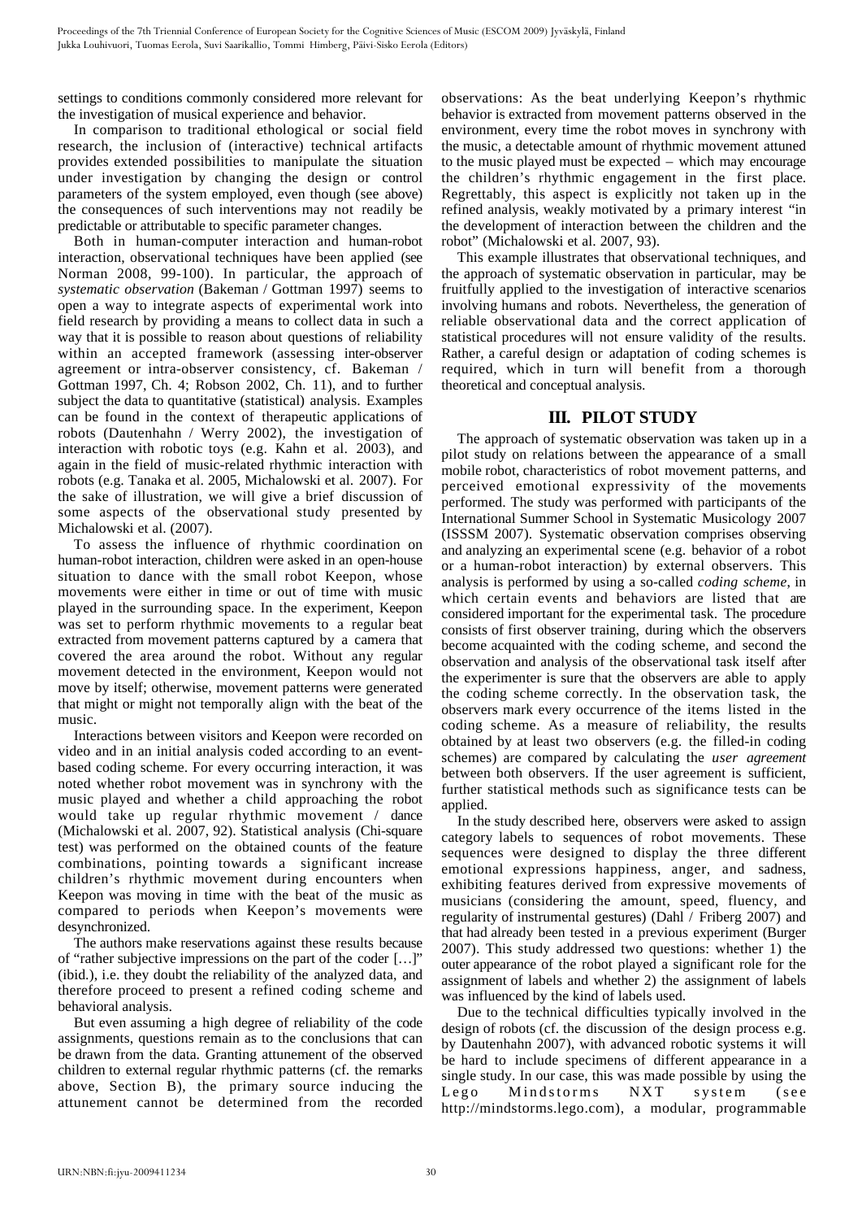settings to conditions commonly considered more relevant for the investigation of musical experience and behavior.

In comparison to traditional ethological or social field research, the inclusion of (interactive) technical artifacts provides extended possibilities to manipulate the situation under investigation by changing the design or control parameters of the system employed, even though (see above) the consequences of such interventions may not readily be predictable or attributable to specific parameter changes.

Both in human-computer interaction and human-robot interaction, observational techniques have been applied (see Norman 2008, 99-100). In particular, the approach of *systematic observation* (Bakeman / Gottman 1997) seems to open a way to integrate aspects of experimental work into field research by providing a means to collect data in such a way that it is possible to reason about questions of reliability within an accepted framework (assessing inter-observer agreement or intra-observer consistency, cf. Bakeman / Gottman 1997, Ch. 4; Robson 2002, Ch. 11), and to further subject the data to quantitative (statistical) analysis. Examples can be found in the context of therapeutic applications of robots (Dautenhahn / Werry 2002), the investigation of interaction with robotic toys (e.g. Kahn et al. 2003), and again in the field of music-related rhythmic interaction with robots (e.g. Tanaka et al. 2005, Michalowski et al. 2007). For the sake of illustration, we will give a brief discussion of some aspects of the observational study presented by Michalowski et al. (2007).

To assess the influence of rhythmic coordination on human-robot interaction, children were asked in an open-house situation to dance with the small robot Keepon, whose movements were either in time or out of time with music played in the surrounding space. In the experiment, Keepon was set to perform rhythmic movements to a regular beat extracted from movement patterns captured by a camera that covered the area around the robot. Without any regular movement detected in the environment, Keepon would not move by itself; otherwise, movement patterns were generated that might or might not temporally align with the beat of the music.

Interactions between visitors and Keepon were recorded on video and in an initial analysis coded according to an event-based coding scheme. For every occurring interaction, it was noted whether robot movement was in synchrony with the music played and whether a child approaching the robot would take up regular rhythmic movement / dance (Michalowski et al. 2007, 92). Statistical analysis (Chi-square test) was performed on the obtained counts of the feature combinations, pointing towards a significant increase children's rhythmic movement during encounters when Keepon was moving in time with the beat of the music as compared to periods when Keepon's movements were desynchronized.

The authors make reservations against these results because of "rather subjective impressions on the part of the coder […]" (ibid.), i.e. they doubt the reliability of the analyzed data, and therefore proceed to present a refined coding scheme and behavioral analysis.

But even assuming a high degree of reliability of the code assignments, questions remain as to the conclusions that can be drawn from the data. Granting attunement of the observed children to external regular rhythmic patterns (cf. the remarks above, Section B), the primary source inducing the attunement cannot be determined from the recorded observations: As the beat underlying Keepon's rhythmic behavior is extracted from movement patterns observed in the environment, every time the robot moves in synchrony with the music, a detectable amount of rhythmic movement attuned to the music played must be expected – which may encourage the children's rhythmic engagement in the first place. Regrettably, this aspect is explicitly not taken up in the refined analysis, weakly motivated by a primary interest "in the development of interaction between the children and the robot" (Michalowski et al. 2007, 93).

This example illustrates that observational techniques, and the approach of systematic observation in particular, may be fruitfully applied to the investigation of interactive scenarios involving humans and robots. Nevertheless, the generation of reliable observational data and the correct application of statistical procedures will not ensure validity of the results. Rather, a careful design or adaptation of coding schemes is required, which in turn will benefit from a thorough theoretical and conceptual analysis.

## III. PILOT STUDY

The approach of systematic observation was taken up in a pilot study on relations between the appearance of a small mobile robot, characteristics of robot movement patterns, and perceived emotional expressivity of the movements performed. The study was performed with participants of the International Summer School in Systematic Musicology 2007 (ISSSM 2007). Systematic observation comprises observing and analyzing an experimental scene (e.g. behavior of a robot or a human-robot interaction) by external observers. This analysis is performed by using a so-called *coding scheme*, in which certain events and behaviors are listed that are considered important for the experimental task. The procedure consists of first observer training, during which the observers become acquainted with the coding scheme, and second the observation and analysis of the observational task itself after the experimenter is sure that the observers are able to apply the coding scheme correctly. In the observation task, the observers mark every occurrence of the items listed in the coding scheme. As a measure of reliability, the results obtained by at least two observers (e.g. the filled-in coding schemes) are compared by calculating the *user agreement* between both observers. If the user agreement is sufficient, further statistical methods such as significance tests can be applied.

In the study described here, observers were asked to assign category labels to sequences of robot movements. These sequences were designed to display the three different emotional expressions happiness, anger, and sadness, exhibiting features derived from expressive movements of musicians (considering the amount, speed, fluency, and regularity of instrumental gestures) (Dahl / Friberg 2007) and that had already been tested in a previous experiment (Burger 2007). This study addressed two questions: whether 1) the outer appearance of the robot played a significant role for the assignment of labels and whether 2) the assignment of labels was influenced by the kind of labels used.

Due to the technical difficulties typically involved in the design of robots (cf. the discussion of the design process e.g. by Dautenhahn 2007), with advanced robotic systems it will be hard to include specimens of different appearance in a single study. In our case, this was made possible by using the Lego Mindstorms NXT system (see http://mindstorms.lego.com), a modular, programmable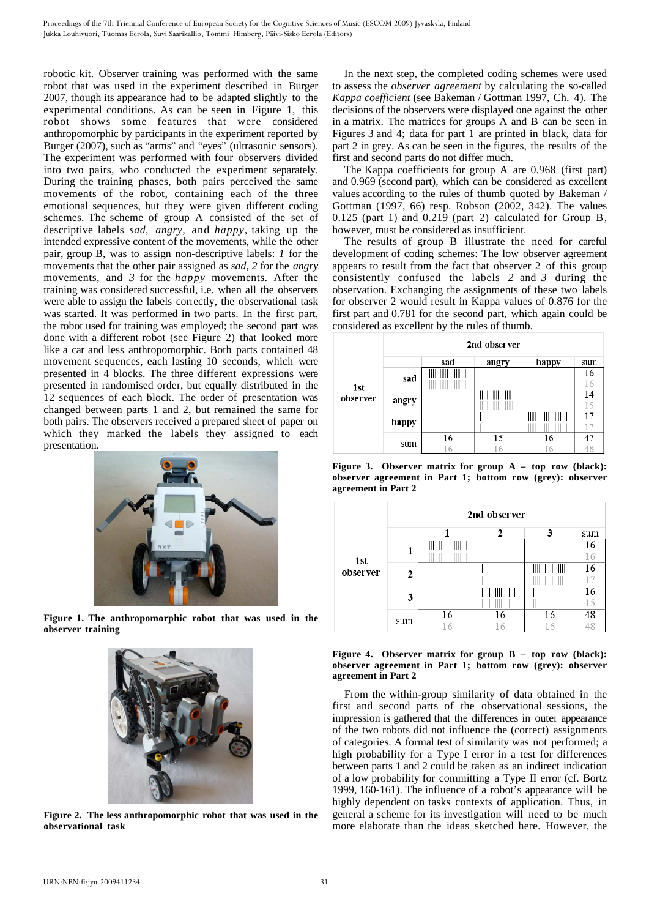robotic kit. Observer training was performed with the same robot that was used in the experiment described in Burger 2007, though its appearance had to be adapted slightly to the experimental conditions. As can be seen in Figure 1, this robot shows some features that were considered anthropomorphic by participants in the experiment reported by Burger (2007), such as "arms" and "eyes" (ultrasonic sensors). The experiment was performed with four observers divided into two pairs, who conducted the experiment separately. During the training phases, both pairs perceived the same movements of the robot, containing each of the three emotional sequences, but they were given different coding schemes. The scheme of group A consisted of the set of descriptive labels *sad*, *angry*, and *happy*, taking up the intended expressive content of the movements, while the other pair, group B, was to assign non-descriptive labels: *1* for the movements that the other pair assigned as *sad*, *2* for the *angry* movements, and *3* for the *happy* movements. After the training was considered successful, i.e. when all the observers were able to assign the labels correctly, the observational task was started. It was performed in two parts. In the first part, the robot used for training was employed; the second part was done with a different robot (see Figure 2) that looked more like a car and less anthropomorphic. Both parts contained 48 movement sequences, each lasting 10 seconds, which were presented in 4 blocks. The three different expressions were presented in randomised order, but equally distributed in the 12 sequences of each block. The order of presentation was changed between parts 1 and 2, but remained the same for both pairs. The observers received a prepared sheet of paper on which they marked the labels they assigned to each presentation.

**Figure 1. The anthropomorphic robot that was used in the observer training**

**Figure 2. The less anthropomorphic robot that was used in the observational task**

In the next step, the completed coding schemes were used to assess the *observer agreement* by calculating the so-called *Kappa coefficient* (see Bakeman / Gottman 1997, Ch. 4). The decisions of the observers were displayed one against the other in a matrix. The matrices for groups A and B can be seen in Figures 3 and 4; data for part 1 are printed in black, data for part 2 in grey. As can be seen in the figures, the results of the first and second parts do not differ much.

The Kappa coefficients for group A are 0.968 (first part) and 0.969 (second part), which can be considered as excellent values according to the rules of thumb quoted by Bakeman / Gottman (1997, 66) resp. Robson (2002, 342). The values 0.125 (part 1) and 0.219 (part 2) calculated for Group B, however, must be considered as insufficient.

The results of group B illustrate the need for careful development of coding schemes: The low observer agreement appears to result from the fact that observer 2 of this group consistently confused the labels *2* and *3* during the observation. Exchanging the assignments of these two labels for observer 2 would result in Kappa values of 0.876 for the first part and 0.781 for the second part, which again could be considered as excellent by the rules of thumb.

| | | 2nd observer | | | |
|---|---|---|---|---|---|
| | | sad | angry | happy | sum |
| 1st observer | sad | ||||| ||||| ||||| \|<br>||||| ||||| ||||| \| | | | 16<br>16 |
| | angry | | ||||| ||||| ||||<br>||||| ||||| ||||| | | 14<br>15 |
| | happy | | \|<br>\| | ||||| ||||| ||||| \|<br>||||| ||||| ||||| \| | 17<br>17 |
| | sum | 16<br>16 | 15<br>16 | 16<br>16 | 47<br>48 |

**Figure 3. Observer matrix for group A – top row (black): observer agreement in Part 1; bottom row (grey): observer agreement in Part 2**

| | | 2nd observer | | | |
|---|---|---|---|---|---|
| | | 1 | 2 | 3 | sum |
| 1st observer | 1 | ||||| ||||| ||||| \|<br>||||| ||||| ||||| \| | | | 16<br>16 |
| | 2 | | \|\|<br>\|\|\|\| | ||||| ||||| \|\|\|\|<br>||||| ||||| \|\|\| | 16<br>17 |
| | 3 | | ||||| ||||| \|\|\|\|<br>||||| ||||| \|\| | \|\|<br>\|\|\| | 16<br>15 |
| | sum | 16<br>16 | 16<br>16 | 16<br>16 | 48<br>48 |

**Figure 4. Observer matrix for group B – top row (black): observer agreement in Part 1; bottom row (grey): observer agreement in Part 2**

From the within-group similarity of data obtained in the first and second parts of the observational sessions, the impression is gathered that the differences in outer appearance of the two robots did not influence the (correct) assignments of categories. A formal test of similarity was not performed; a high probability for a Type I error in a test for differences between parts 1 and 2 could be taken as an indirect indication of a low probability for committing a Type II error (cf. Bortz 1999, 160-161). The influence of a robot's appearance will be highly dependent on tasks contexts of application. Thus, in general a scheme for its investigation will need to be much more elaborate than the ideas sketched here. However, the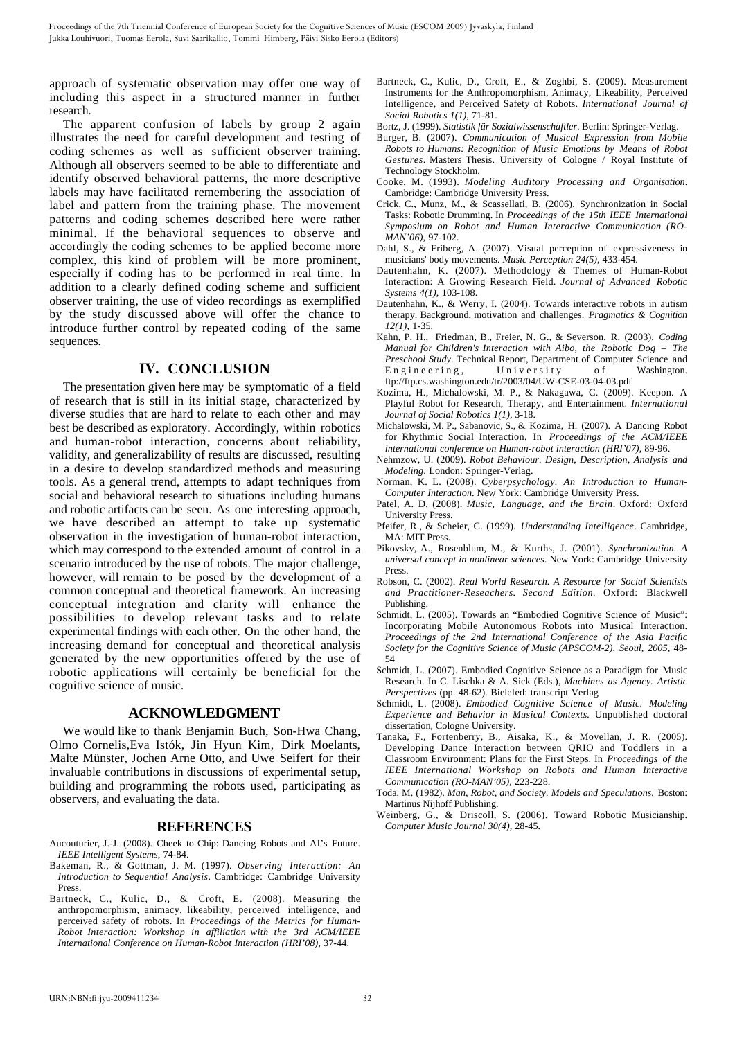approach of systematic observation may offer one way of including this aspect in a structured manner in further research.

The apparent confusion of labels by group 2 again illustrates the need for careful development and testing of coding schemes as well as sufficient observer training. Although all observers seemed to be able to differentiate and identify observed behavioral patterns, the more descriptive labels may have facilitated remembering the association of label and pattern from the training phase. The movement patterns and coding schemes described here were rather minimal. If the behavioral sequences to observe and accordingly the coding schemes to be applied become more complex, this kind of problem will be more prominent, especially if coding has to be performed in real time. In addition to a clearly defined coding scheme and sufficient observer training, the use of video recordings as exemplified by the study discussed above will offer the chance to introduce further control by repeated coding of the same sequences.

## IV. CONCLUSION

The presentation given here may be symptomatic of a field of research that is still in its initial stage, characterized by diverse studies that are hard to relate to each other and may best be described as exploratory. Accordingly, within robotics and human-robot interaction, concerns about reliability, validity, and generalizability of results are discussed, resulting in a desire to develop standardized methods and measuring tools. As a general trend, attempts to adapt techniques from social and behavioral research to situations including humans and robotic artifacts can be seen. As one interesting approach, we have described an attempt to take up systematic observation in the investigation of human-robot interaction, which may correspond to the extended amount of control in a scenario introduced by the use of robots. The major challenge, however, will remain to be posed by the development of a common conceptual and theoretical framework. An increasing conceptual integration and clarity will enhance the possibilities to develop relevant tasks and to relate experimental findings with each other. On the other hand, the increasing demand for conceptual and theoretical analysis generated by the new opportunities offered by the use of robotic applications will certainly be beneficial for the cognitive science of music.

## ACKNOWLEDGMENT

We would like to thank Benjamin Buch, Son-Hwa Chang, Olmo Cornelis,Eva Istók, Jin Hyun Kim, Dirk Moelants, Malte Münster, Jochen Arne Otto, and Uwe Seifert for their invaluable contributions in discussions of experimental setup, building and programming the robots used, participating as observers, and evaluating the data.

## REFERENCES

Aucouturier, J.-J. (2008). Cheek to Chip: Dancing Robots and AI's Future. *IEEE Intelligent Systems*, 74-84.

Bakeman, R., & Gottman, J. M. (1997). *Observing Interaction: An Introduction to Sequential Analysis*. Cambridge: Cambridge University Press.

Bartneck, C., Kulic, D., & Croft, E. (2008). Measuring the anthropomorphism, animacy, likeability, perceived intelligence, and perceived safety of robots. In *Proceedings of the Metrics for Human-Robot Interaction: Workshop in affiliation with the 3rd ACM/IEEE International Conference on Human-Robot Interaction (HRI'08)*, 37-44.

Bartneck, C., Kulic, D., Croft, E., & Zoghbi, S. (2009). Measurement Instruments for the Anthropomorphism, Animacy, Likeability, Perceived Intelligence, and Perceived Safety of Robots. *International Journal of Social Robotics 1(1)*, 71-81.

Bortz, J. (1999). *Statistik für Sozialwissenschaftler*. Berlin: Springer-Verlag.

Burger, B. (2007). *Communication of Musical Expression from Mobile Robots to Humans: Recognition of Music Emotions by Means of Robot Gestures*. Masters Thesis. University of Cologne / Royal Institute of Technology Stockholm.

Cooke, M. (1993). *Modeling Auditory Processing and Organisation*. Cambridge: Cambridge University Press.

Crick, C., Munz, M., & Scassellati, B. (2006). Synchronization in Social Tasks: Robotic Drumming. In *Proceedings of the 15th IEEE International Symposium on Robot and Human Interactive Communication (RO-MAN'06)*, 97-102.

Dahl, S., & Friberg, A. (2007). Visual perception of expressiveness in musicians' body movements. *Music Perception 24(5)*, 433-454.

Dautenhahn, K. (2007). Methodology & Themes of Human-Robot Interaction: A Growing Research Field. *Journal of Advanced Robotic Systems 4(1)*, 103-108.

Dautenhahn, K., & Werry, I. (2004). Towards interactive robots in autism therapy. Background, motivation and challenges. *Pragmatics & Cognition 12(1)*, 1-35.

Kahn, P. H., Friedman, B., Freier, N. G., & Severson. R. (2003). *Coding Manual for Children's Interaction with Aibo, the Robotic Dog – The Preschool Study*. Technical Report, Department of Computer Science and Engineering, University of Washington. ftp://ftp.cs.washington.edu/tr/2003/04/UW-CSE-03-04-03.pdf

Kozima, H., Michalowski, M. P., & Nakagawa, C. (2009). Keepon. A Playful Robot for Research, Therapy, and Entertainment. *International Journal of Social Robotics 1(1)*, 3-18.

Michalowski, M. P., Sabanovic, S., & Kozima, H. (2007). A Dancing Robot for Rhythmic Social Interaction. In *Proceedings of the ACM/IEEE international conference on Human-robot interaction (HRI'07)*, 89-96.

Nehmzow, U. (2009). *Robot Behaviour. Design, Description, Analysis and Modeling*. London: Springer-Verlag.

Norman, K. L. (2008). *Cyberpsychology. An Introduction to Human-Computer Interaction*. New York: Cambridge University Press.

Patel, A. D. (2008). *Music, Language, and the Brain*. Oxford: Oxford University Press.

Pfeifer, R., & Scheier, C. (1999). *Understanding Intelligence*. Cambridge, MA: MIT Press.

Pikovsky, A., Rosenblum, M., & Kurths, J. (2001). *Synchronization. A universal concept in nonlinear sciences*. New York: Cambridge University Press.

Robson, C. (2002). *Real World Research. A Resource for Social Scientists and Practitioner-Reseachers. Second Edition*. Oxford: Blackwell Publishing.

Schmidt, L. (2005). Towards an "Embodied Cognitive Science of Music": Incorporating Mobile Autonomous Robots into Musical Interaction. *Proceedings of the 2nd International Conference of the Asia Pacific Society for the Cognitive Science of Music (APSCOM-2), Seoul, 2005*, 48-54

Schmidt, L. (2007). Embodied Cognitive Science as a Paradigm for Music Research. In C. Lischka & A. Sick (Eds.), *Machines as Agency. Artistic Perspectives* (pp. 48-62). Bielefed: transcript Verlag

Schmidt, L. (2008). *Embodied Cognitive Science of Music. Modeling Experience and Behavior in Musical Contexts.* Unpublished doctoral dissertation, Cologne University.

Tanaka, F., Fortenberry, B., Aisaka, K., & Movellan, J. R. (2005). Developing Dance Interaction between QRIO and Toddlers in a Classroom Environment: Plans for the First Steps. In *Proceedings of the IEEE International Workshop on Robots and Human Interactive Communication (RO-MAN'05)*, 223-228.

Toda, M. (1982). *Man, Robot, and Society. Models and Speculations.* Boston: Martinus Nijhoff Publishing.

Weinberg, G., & Driscoll, S. (2006). Toward Robotic Musicianship. *Computer Music Journal 30(4)*, 28-45.